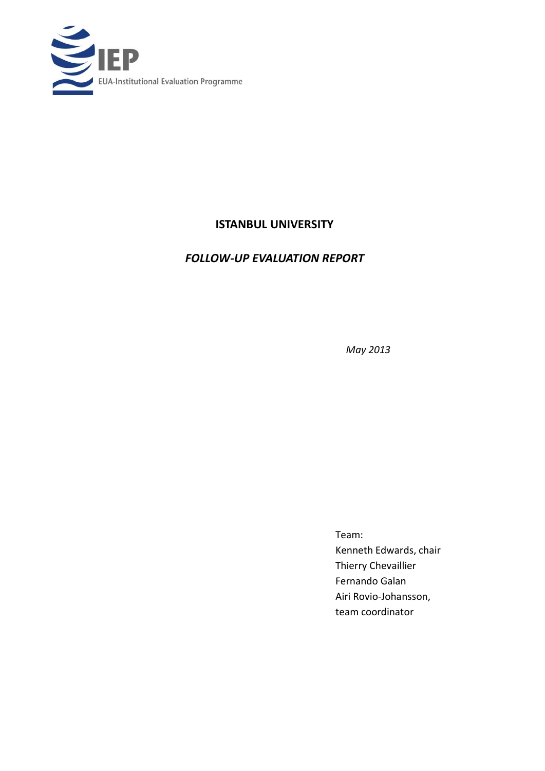IEP

EUA-Institutional Evaluation Programme

# ISTANBUL UNIVERSITY

## *FOLLOW-UP EVALUATION REPORT*

*May 2013*

Team:
Kenneth Edwards, chair
Thierry Chevaillier
Fernando Galan
Airi Rovio-Johansson,
team coordinator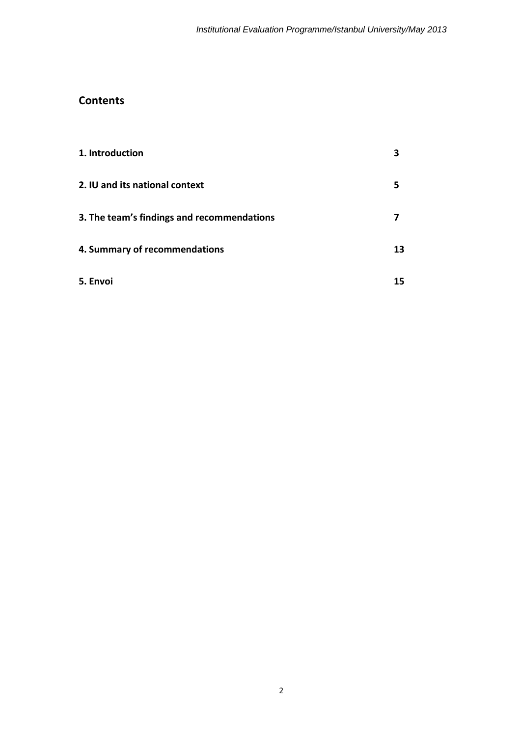## Contents

| | |
|---|---|
| **1. Introduction** | **3** |
| **2. IU and its national context** | **5** |
| **3. The team's findings and recommendations** | **7** |
| **4. Summary of recommendations** | **13** |
| **5. Envoi** | **15** |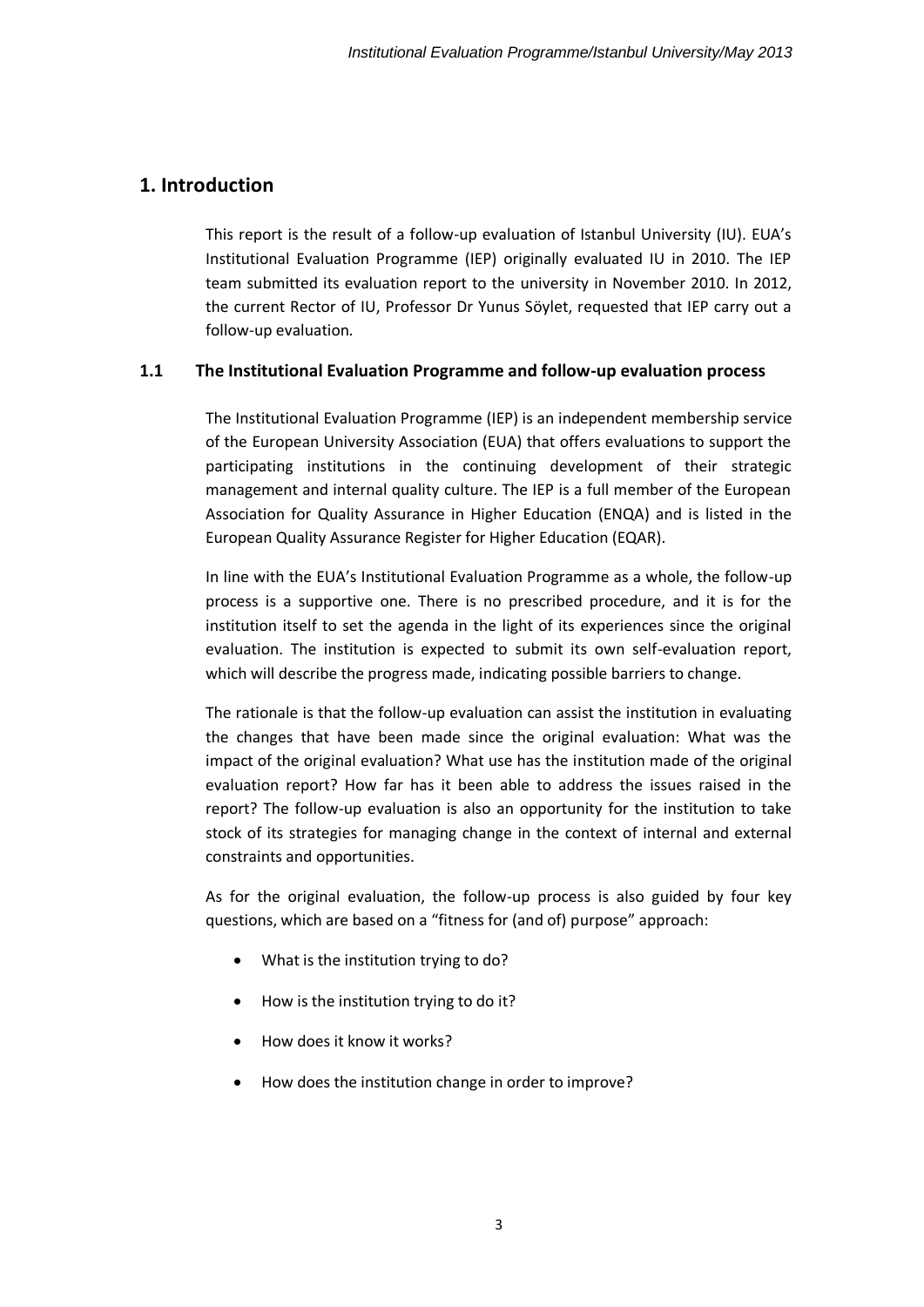# 1. Introduction

This report is the result of a follow-up evaluation of Istanbul University (IU). EUA's Institutional Evaluation Programme (IEP) originally evaluated IU in 2010. The IEP team submitted its evaluation report to the university in November 2010. In 2012, the current Rector of IU, Professor Dr Yunus Söylet, requested that IEP carry out a follow-up evaluation.

## 1.1 The Institutional Evaluation Programme and follow-up evaluation process

The Institutional Evaluation Programme (IEP) is an independent membership service of the European University Association (EUA) that offers evaluations to support the participating institutions in the continuing development of their strategic management and internal quality culture. The IEP is a full member of the European Association for Quality Assurance in Higher Education (ENQA) and is listed in the European Quality Assurance Register for Higher Education (EQAR).

In line with the EUA's Institutional Evaluation Programme as a whole, the follow-up process is a supportive one. There is no prescribed procedure, and it is for the institution itself to set the agenda in the light of its experiences since the original evaluation. The institution is expected to submit its own self-evaluation report, which will describe the progress made, indicating possible barriers to change.

The rationale is that the follow-up evaluation can assist the institution in evaluating the changes that have been made since the original evaluation: What was the impact of the original evaluation? What use has the institution made of the original evaluation report? How far has it been able to address the issues raised in the report? The follow-up evaluation is also an opportunity for the institution to take stock of its strategies for managing change in the context of internal and external constraints and opportunities.

As for the original evaluation, the follow-up process is also guided by four key questions, which are based on a "fitness for (and of) purpose" approach:

- What is the institution trying to do?
- How is the institution trying to do it?
- How does it know it works?
- How does the institution change in order to improve?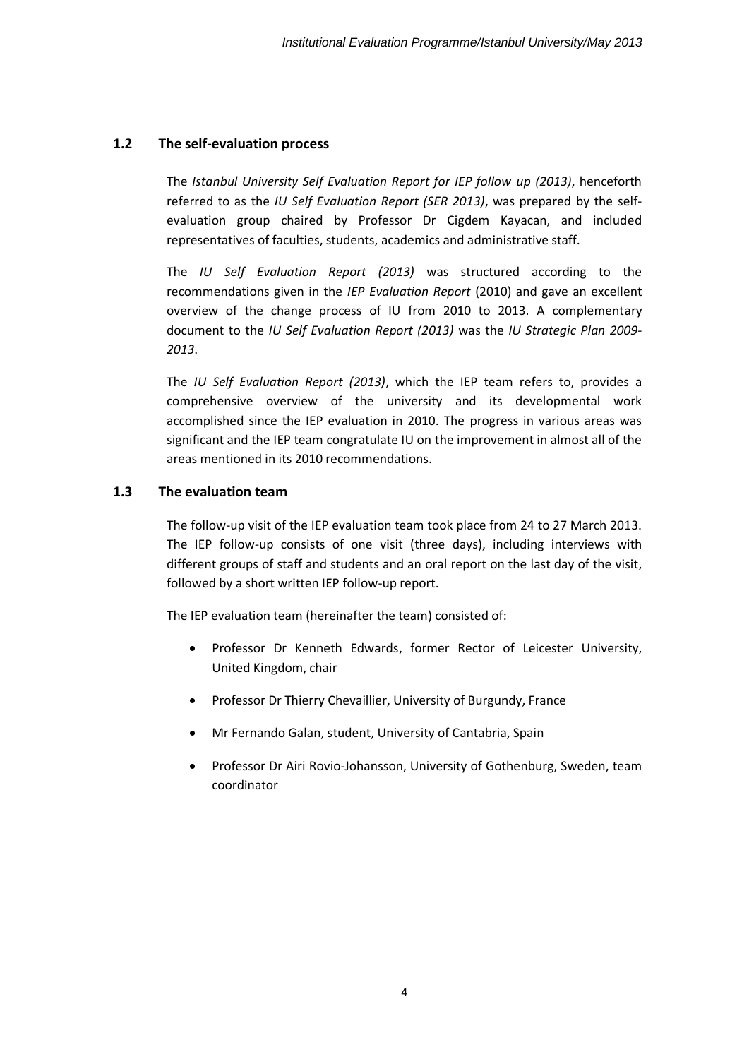### 1.2 The self-evaluation process

The *Istanbul University Self Evaluation Report for IEP follow up (2013)*, henceforth referred to as the *IU Self Evaluation Report (SER 2013)*, was prepared by the self-evaluation group chaired by Professor Dr Cigdem Kayacan, and included representatives of faculties, students, academics and administrative staff.

The *IU Self Evaluation Report (2013)* was structured according to the recommendations given in the *IEP Evaluation Report* (2010) and gave an excellent overview of the change process of IU from 2010 to 2013. A complementary document to the *IU Self Evaluation Report (2013)* was the *IU Strategic Plan 2009-2013*.

The *IU Self Evaluation Report (2013)*, which the IEP team refers to, provides a comprehensive overview of the university and its developmental work accomplished since the IEP evaluation in 2010. The progress in various areas was significant and the IEP team congratulate IU on the improvement in almost all of the areas mentioned in its 2010 recommendations.

### 1.3 The evaluation team

The follow-up visit of the IEP evaluation team took place from 24 to 27 March 2013. The IEP follow-up consists of one visit (three days), including interviews with different groups of staff and students and an oral report on the last day of the visit, followed by a short written IEP follow-up report.

The IEP evaluation team (hereinafter the team) consisted of:

- Professor Dr Kenneth Edwards, former Rector of Leicester University, United Kingdom, chair
- Professor Dr Thierry Chevaillier, University of Burgundy, France
- Mr Fernando Galan, student, University of Cantabria, Spain
- Professor Dr Airi Rovio-Johansson, University of Gothenburg, Sweden, team coordinator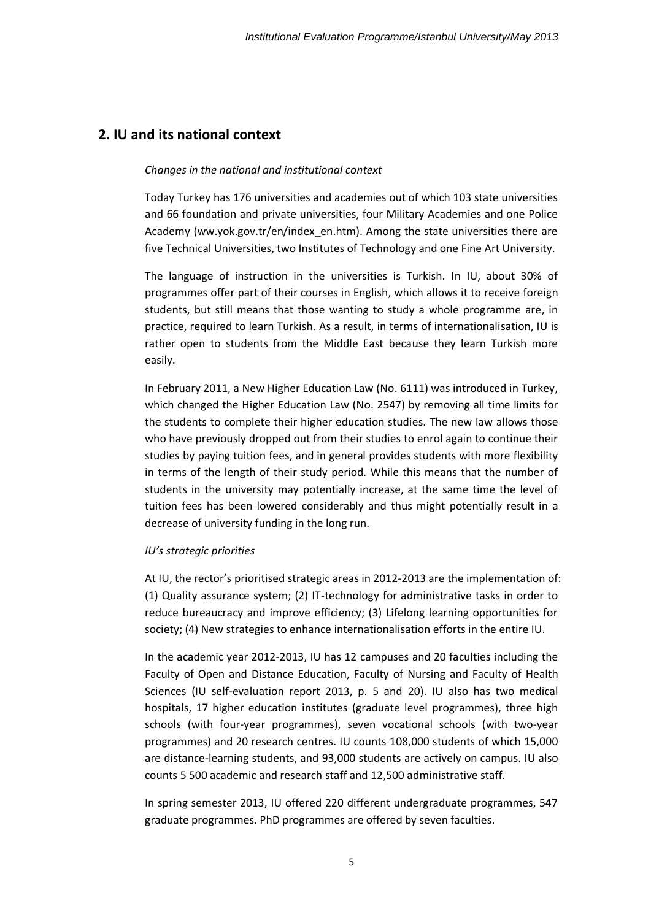## 2. IU and its national context

*Changes in the national and institutional context*

Today Turkey has 176 universities and academies out of which 103 state universities and 66 foundation and private universities, four Military Academies and one Police Academy (ww.yok.gov.tr/en/index_en.htm). Among the state universities there are five Technical Universities, two Institutes of Technology and one Fine Art University.

The language of instruction in the universities is Turkish. In IU, about 30% of programmes offer part of their courses in English, which allows it to receive foreign students, but still means that those wanting to study a whole programme are, in practice, required to learn Turkish. As a result, in terms of internationalisation, IU is rather open to students from the Middle East because they learn Turkish more easily.

In February 2011, a New Higher Education Law (No. 6111) was introduced in Turkey, which changed the Higher Education Law (No. 2547) by removing all time limits for the students to complete their higher education studies. The new law allows those who have previously dropped out from their studies to enrol again to continue their studies by paying tuition fees, and in general provides students with more flexibility in terms of the length of their study period. While this means that the number of students in the university may potentially increase, at the same time the level of tuition fees has been lowered considerably and thus might potentially result in a decrease of university funding in the long run.

*IU's strategic priorities*

At IU, the rector's prioritised strategic areas in 2012-2013 are the implementation of: (1) Quality assurance system; (2) IT-technology for administrative tasks in order to reduce bureaucracy and improve efficiency; (3) Lifelong learning opportunities for society; (4) New strategies to enhance internationalisation efforts in the entire IU.

In the academic year 2012-2013, IU has 12 campuses and 20 faculties including the Faculty of Open and Distance Education, Faculty of Nursing and Faculty of Health Sciences (IU self-evaluation report 2013, p. 5 and 20). IU also has two medical hospitals, 17 higher education institutes (graduate level programmes), three high schools (with four-year programmes), seven vocational schools (with two-year programmes) and 20 research centres. IU counts 108,000 students of which 15,000 are distance-learning students, and 93,000 students are actively on campus. IU also counts 5 500 academic and research staff and 12,500 administrative staff.

In spring semester 2013, IU offered 220 different undergraduate programmes, 547 graduate programmes. PhD programmes are offered by seven faculties.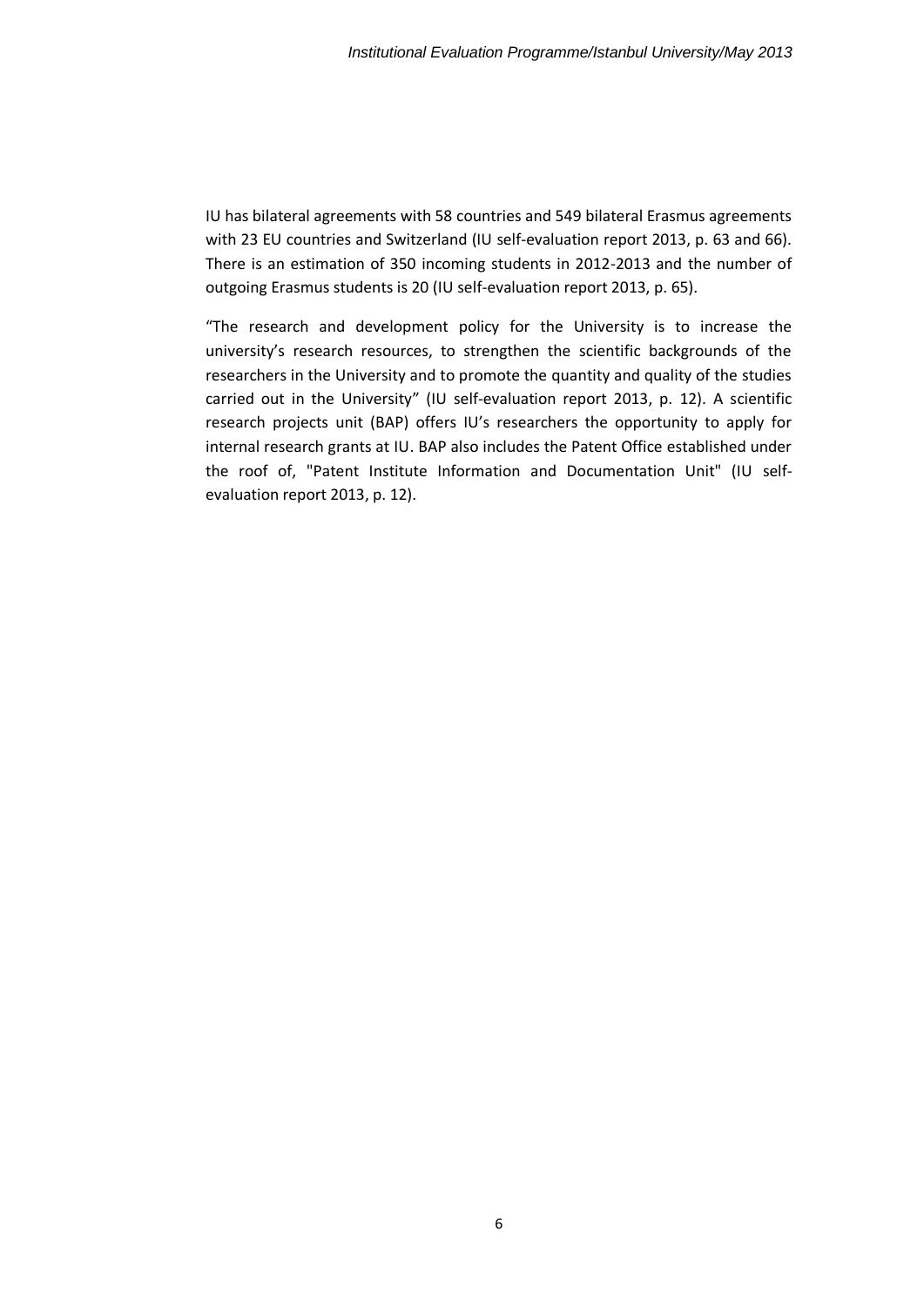IU has bilateral agreements with 58 countries and 549 bilateral Erasmus agreements with 23 EU countries and Switzerland (IU self-evaluation report 2013, p. 63 and 66). There is an estimation of 350 incoming students in 2012-2013 and the number of outgoing Erasmus students is 20 (IU self-evaluation report 2013, p. 65).

"The research and development policy for the University is to increase the university's research resources, to strengthen the scientific backgrounds of the researchers in the University and to promote the quantity and quality of the studies carried out in the University" (IU self-evaluation report 2013, p. 12). A scientific research projects unit (BAP) offers IU's researchers the opportunity to apply for internal research grants at IU. BAP also includes the Patent Office established under the roof of, "Patent Institute Information and Documentation Unit" (IU self-evaluation report 2013, p. 12).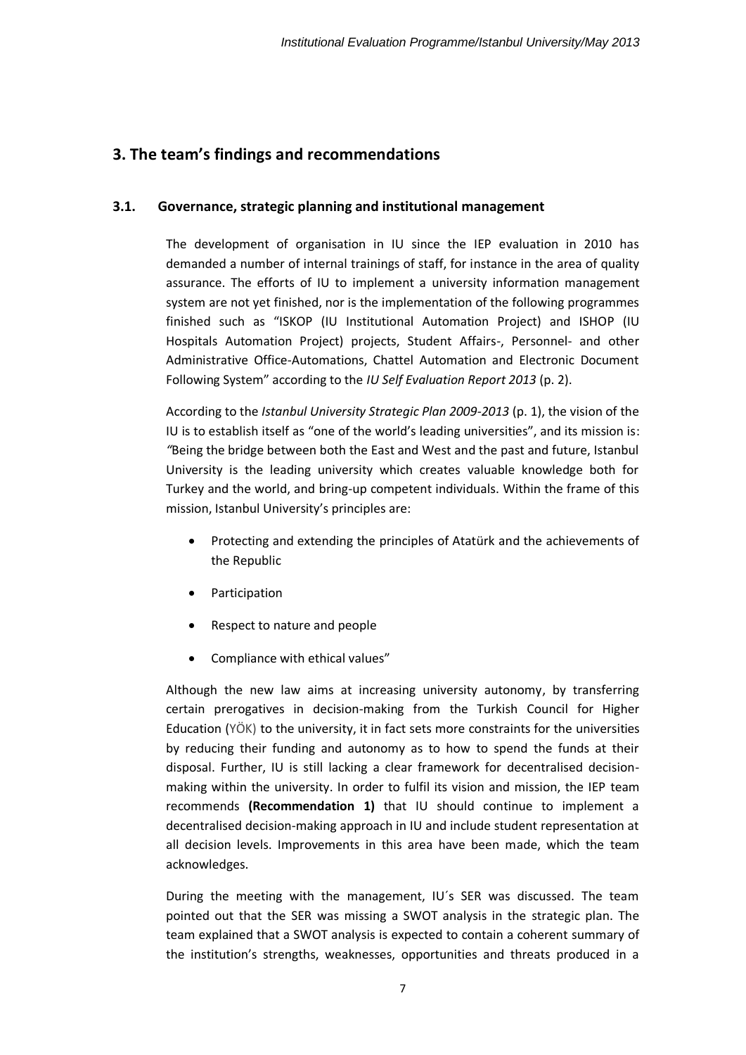## 3. The team's findings and recommendations

### 3.1. Governance, strategic planning and institutional management

The development of organisation in IU since the IEP evaluation in 2010 has demanded a number of internal trainings of staff, for instance in the area of quality assurance. The efforts of IU to implement a university information management system are not yet finished, nor is the implementation of the following programmes finished such as "ISKOP (IU Institutional Automation Project) and ISHOP (IU Hospitals Automation Project) projects, Student Affairs-, Personnel- and other Administrative Office-Automations, Chattel Automation and Electronic Document Following System" according to the *IU Self Evaluation Report 2013* (p. 2).

According to the *Istanbul University Strategic Plan 2009-2013* (p. 1), the vision of the IU is to establish itself as "one of the world's leading universities", and its mission is: *"*Being the bridge between both the East and West and the past and future, Istanbul University is the leading university which creates valuable knowledge both for Turkey and the world, and bring-up competent individuals. Within the frame of this mission, Istanbul University's principles are:

- Protecting and extending the principles of Atatürk and the achievements of the Republic
- Participation
- Respect to nature and people
- Compliance with ethical values"

Although the new law aims at increasing university autonomy, by transferring certain prerogatives in decision-making from the Turkish Council for Higher Education (YÖK) to the university, it in fact sets more constraints for the universities by reducing their funding and autonomy as to how to spend the funds at their disposal. Further, IU is still lacking a clear framework for decentralised decision-making within the university. In order to fulfil its vision and mission, the IEP team recommends **(Recommendation 1)** that IU should continue to implement a decentralised decision-making approach in IU and include student representation at all decision levels. Improvements in this area have been made, which the team acknowledges.

During the meeting with the management, IU´s SER was discussed. The team pointed out that the SER was missing a SWOT analysis in the strategic plan. The team explained that a SWOT analysis is expected to contain a coherent summary of the institution's strengths, weaknesses, opportunities and threats produced in a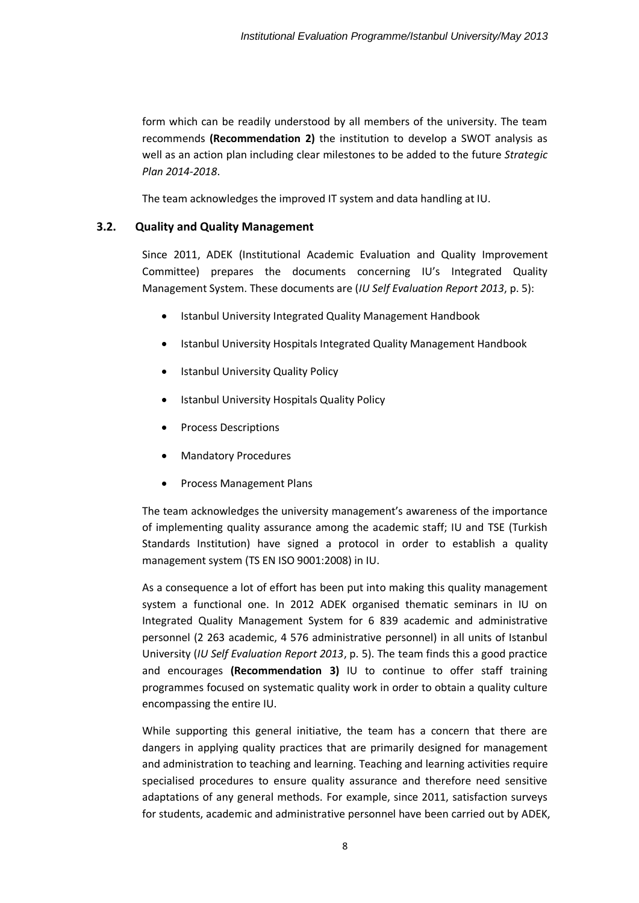form which can be readily understood by all members of the university. The team recommends **(Recommendation 2)** the institution to develop a SWOT analysis as well as an action plan including clear milestones to be added to the future *Strategic Plan 2014-2018*.

The team acknowledges the improved IT system and data handling at IU.

### 3.2. Quality and Quality Management

Since 2011, ADEK (Institutional Academic Evaluation and Quality Improvement Committee) prepares the documents concerning IU's Integrated Quality Management System. These documents are (*IU Self Evaluation Report 2013*, p. 5):

- Istanbul University Integrated Quality Management Handbook
- Istanbul University Hospitals Integrated Quality Management Handbook
- Istanbul University Quality Policy
- Istanbul University Hospitals Quality Policy
- Process Descriptions
- Mandatory Procedures
- Process Management Plans

The team acknowledges the university management's awareness of the importance of implementing quality assurance among the academic staff; IU and TSE (Turkish Standards Institution) have signed a protocol in order to establish a quality management system (TS EN ISO 9001:2008) in IU.

As a consequence a lot of effort has been put into making this quality management system a functional one. In 2012 ADEK organised thematic seminars in IU on Integrated Quality Management System for 6 839 academic and administrative personnel (2 263 academic, 4 576 administrative personnel) in all units of Istanbul University (*IU Self Evaluation Report 2013*, p. 5). The team finds this a good practice and encourages **(Recommendation 3)** IU to continue to offer staff training programmes focused on systematic quality work in order to obtain a quality culture encompassing the entire IU.

While supporting this general initiative, the team has a concern that there are dangers in applying quality practices that are primarily designed for management and administration to teaching and learning. Teaching and learning activities require specialised procedures to ensure quality assurance and therefore need sensitive adaptations of any general methods. For example, since 2011, satisfaction surveys for students, academic and administrative personnel have been carried out by ADEK,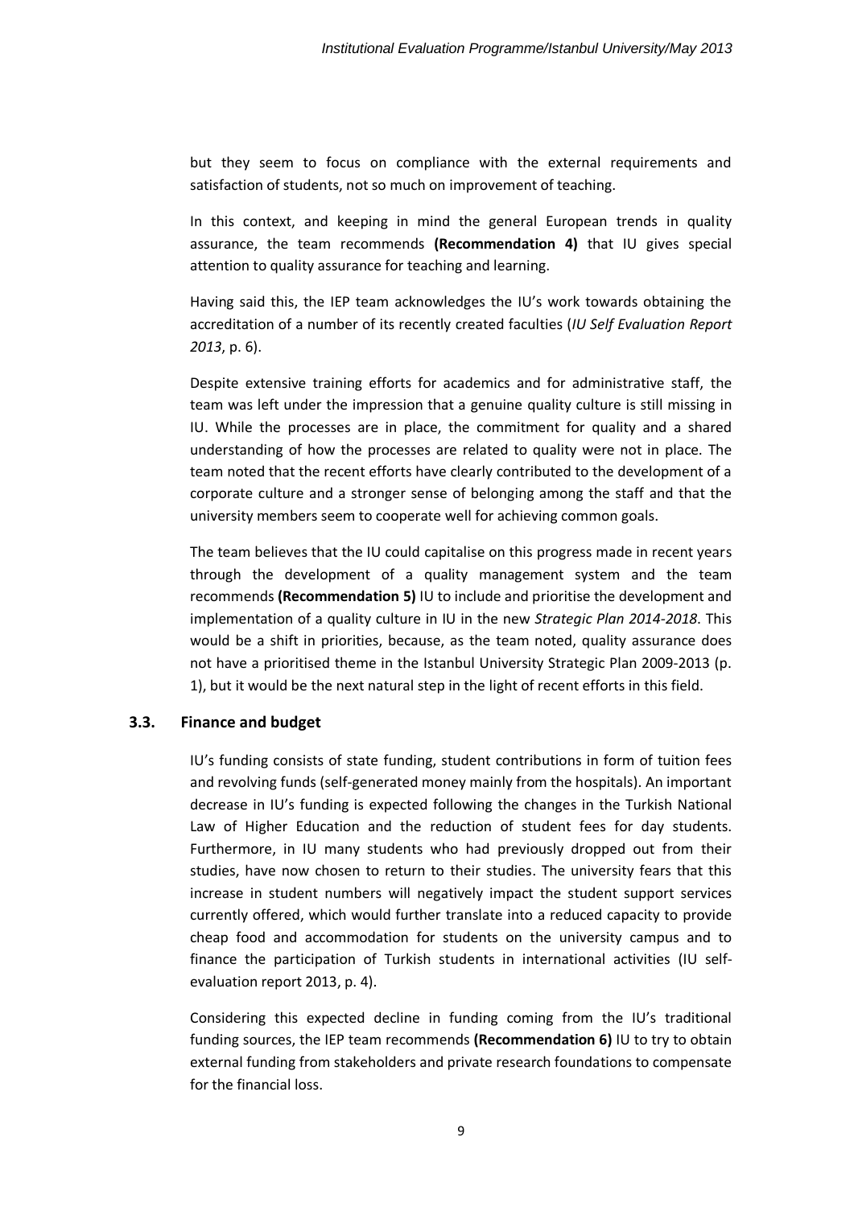but they seem to focus on compliance with the external requirements and satisfaction of students, not so much on improvement of teaching.

In this context, and keeping in mind the general European trends in quality assurance, the team recommends **(Recommendation 4)** that IU gives special attention to quality assurance for teaching and learning.

Having said this, the IEP team acknowledges the IU's work towards obtaining the accreditation of a number of its recently created faculties (*IU Self Evaluation Report 2013*, p. 6).

Despite extensive training efforts for academics and for administrative staff, the team was left under the impression that a genuine quality culture is still missing in IU. While the processes are in place, the commitment for quality and a shared understanding of how the processes are related to quality were not in place. The team noted that the recent efforts have clearly contributed to the development of a corporate culture and a stronger sense of belonging among the staff and that the university members seem to cooperate well for achieving common goals.

The team believes that the IU could capitalise on this progress made in recent years through the development of a quality management system and the team recommends **(Recommendation 5)** IU to include and prioritise the development and implementation of a quality culture in IU in the new *Strategic Plan 2014-2018*. This would be a shift in priorities, because, as the team noted, quality assurance does not have a prioritised theme in the Istanbul University Strategic Plan 2009-2013 (p. 1), but it would be the next natural step in the light of recent efforts in this field.

### 3.3. Finance and budget

IU's funding consists of state funding, student contributions in form of tuition fees and revolving funds (self-generated money mainly from the hospitals). An important decrease in IU's funding is expected following the changes in the Turkish National Law of Higher Education and the reduction of student fees for day students. Furthermore, in IU many students who had previously dropped out from their studies, have now chosen to return to their studies. The university fears that this increase in student numbers will negatively impact the student support services currently offered, which would further translate into a reduced capacity to provide cheap food and accommodation for students on the university campus and to finance the participation of Turkish students in international activities (IU self-evaluation report 2013, p. 4).

Considering this expected decline in funding coming from the IU's traditional funding sources, the IEP team recommends **(Recommendation 6)** IU to try to obtain external funding from stakeholders and private research foundations to compensate for the financial loss.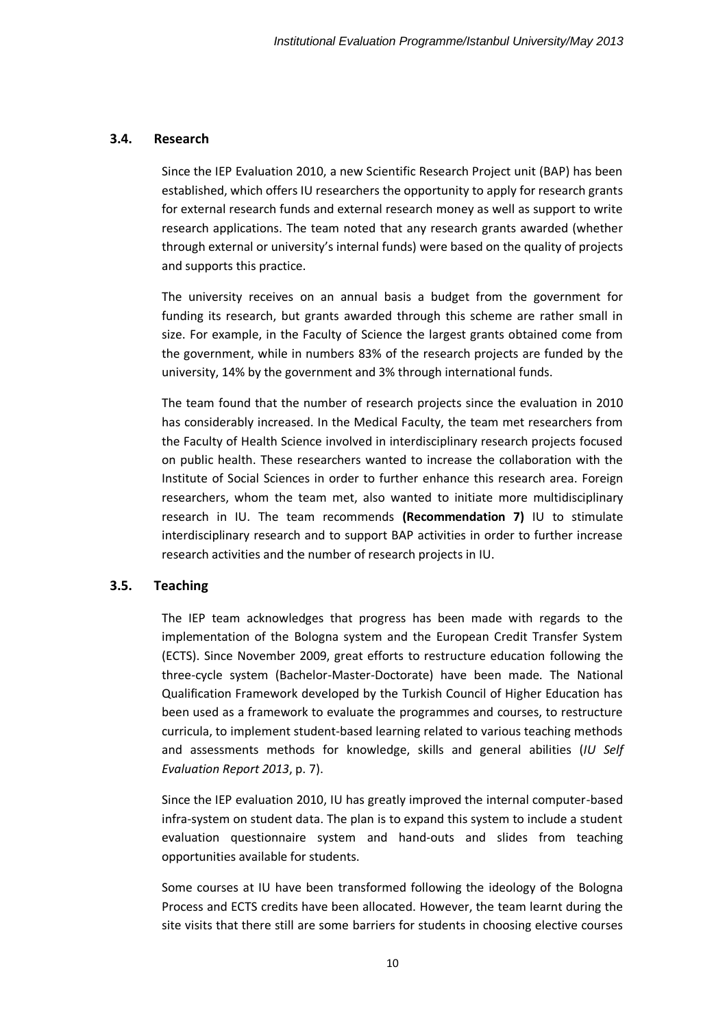### 3.4. Research

Since the IEP Evaluation 2010, a new Scientific Research Project unit (BAP) has been established, which offers IU researchers the opportunity to apply for research grants for external research funds and external research money as well as support to write research applications. The team noted that any research grants awarded (whether through external or university's internal funds) were based on the quality of projects and supports this practice.

The university receives on an annual basis a budget from the government for funding its research, but grants awarded through this scheme are rather small in size. For example, in the Faculty of Science the largest grants obtained come from the government, while in numbers 83% of the research projects are funded by the university, 14% by the government and 3% through international funds.

The team found that the number of research projects since the evaluation in 2010 has considerably increased. In the Medical Faculty, the team met researchers from the Faculty of Health Science involved in interdisciplinary research projects focused on public health. These researchers wanted to increase the collaboration with the Institute of Social Sciences in order to further enhance this research area. Foreign researchers, whom the team met, also wanted to initiate more multidisciplinary research in IU. The team recommends **(Recommendation 7)** IU to stimulate interdisciplinary research and to support BAP activities in order to further increase research activities and the number of research projects in IU.

### 3.5. Teaching

The IEP team acknowledges that progress has been made with regards to the implementation of the Bologna system and the European Credit Transfer System (ECTS). Since November 2009, great efforts to restructure education following the three-cycle system (Bachelor-Master-Doctorate) have been made. The National Qualification Framework developed by the Turkish Council of Higher Education has been used as a framework to evaluate the programmes and courses, to restructure curricula, to implement student-based learning related to various teaching methods and assessments methods for knowledge, skills and general abilities (*IU Self Evaluation Report 2013*, p. 7).

Since the IEP evaluation 2010, IU has greatly improved the internal computer-based infra-system on student data. The plan is to expand this system to include a student evaluation questionnaire system and hand-outs and slides from teaching opportunities available for students.

Some courses at IU have been transformed following the ideology of the Bologna Process and ECTS credits have been allocated. However, the team learnt during the site visits that there still are some barriers for students in choosing elective courses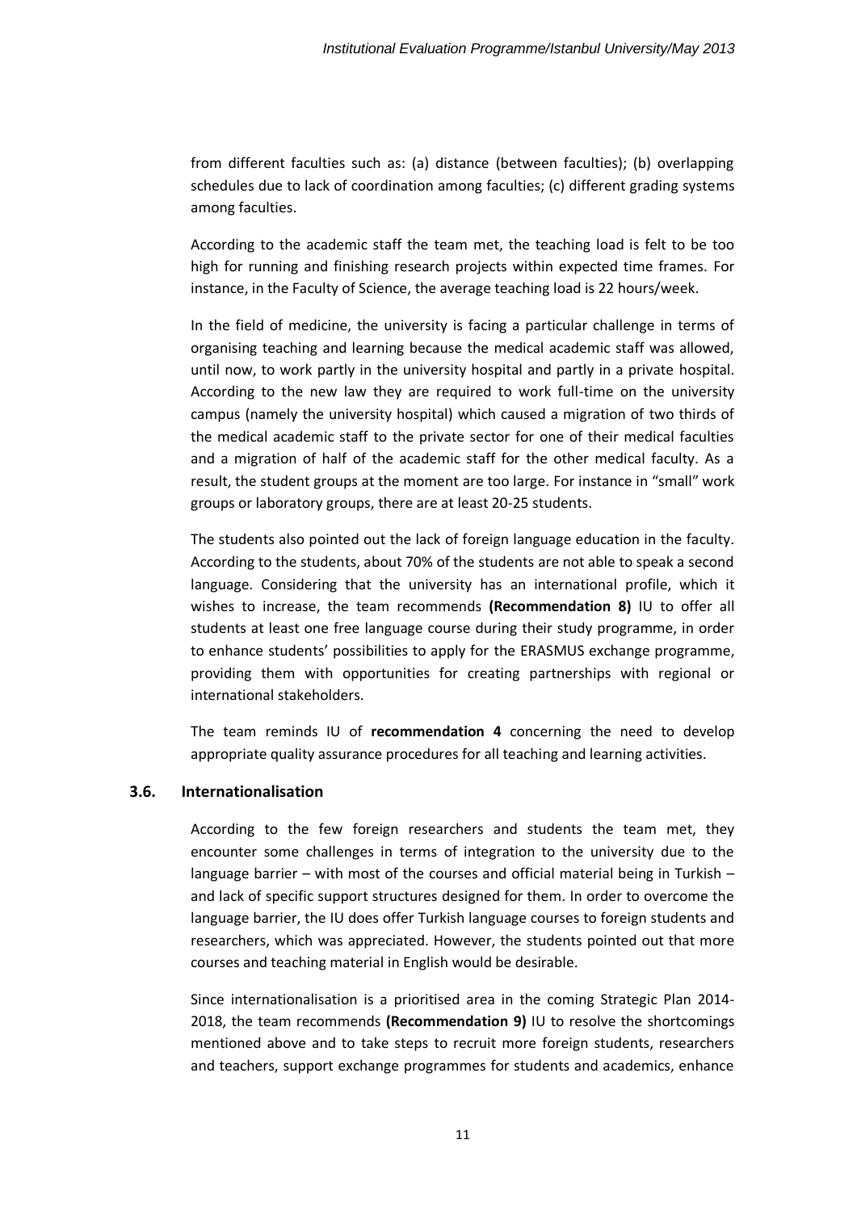from different faculties such as: (a) distance (between faculties); (b) overlapping schedules due to lack of coordination among faculties; (c) different grading systems among faculties.

According to the academic staff the team met, the teaching load is felt to be too high for running and finishing research projects within expected time frames. For instance, in the Faculty of Science, the average teaching load is 22 hours/week.

In the field of medicine, the university is facing a particular challenge in terms of organising teaching and learning because the medical academic staff was allowed, until now, to work partly in the university hospital and partly in a private hospital. According to the new law they are required to work full-time on the university campus (namely the university hospital) which caused a migration of two thirds of the medical academic staff to the private sector for one of their medical faculties and a migration of half of the academic staff for the other medical faculty. As a result, the student groups at the moment are too large. For instance in "small" work groups or laboratory groups, there are at least 20-25 students.

The students also pointed out the lack of foreign language education in the faculty. According to the students, about 70% of the students are not able to speak a second language. Considering that the university has an international profile, which it wishes to increase, the team recommends **(Recommendation 8)** IU to offer all students at least one free language course during their study programme, in order to enhance students' possibilities to apply for the ERASMUS exchange programme, providing them with opportunities for creating partnerships with regional or international stakeholders.

The team reminds IU of **recommendation 4** concerning the need to develop appropriate quality assurance procedures for all teaching and learning activities.

### 3.6. Internationalisation

According to the few foreign researchers and students the team met, they encounter some challenges in terms of integration to the university due to the language barrier – with most of the courses and official material being in Turkish – and lack of specific support structures designed for them. In order to overcome the language barrier, the IU does offer Turkish language courses to foreign students and researchers, which was appreciated. However, the students pointed out that more courses and teaching material in English would be desirable.

Since internationalisation is a prioritised area in the coming Strategic Plan 2014-2018, the team recommends **(Recommendation 9)** IU to resolve the shortcomings mentioned above and to take steps to recruit more foreign students, researchers and teachers, support exchange programmes for students and academics, enhance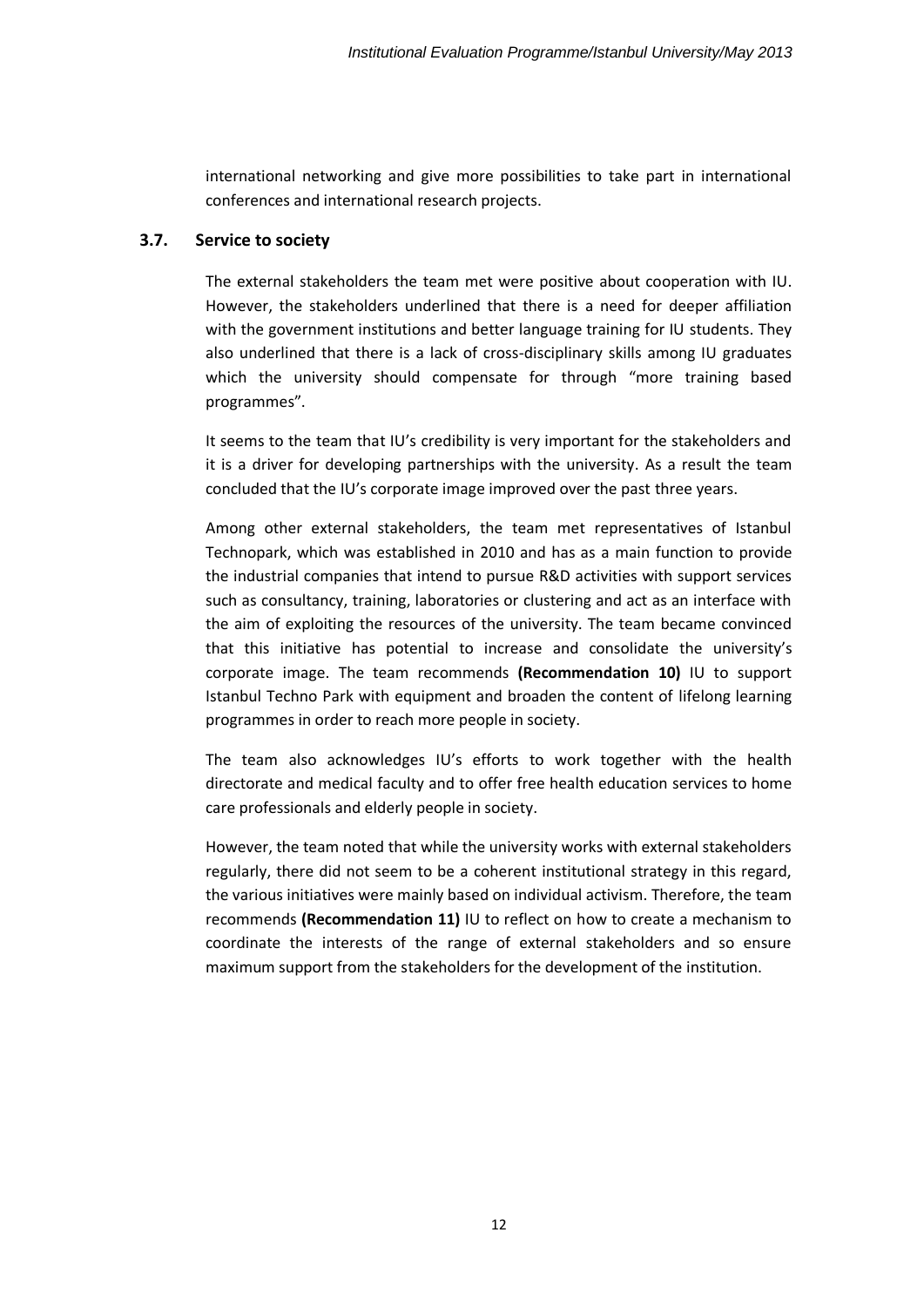international networking and give more possibilities to take part in international conferences and international research projects.

### 3.7. Service to society

The external stakeholders the team met were positive about cooperation with IU. However, the stakeholders underlined that there is a need for deeper affiliation with the government institutions and better language training for IU students. They also underlined that there is a lack of cross-disciplinary skills among IU graduates which the university should compensate for through "more training based programmes".

It seems to the team that IU's credibility is very important for the stakeholders and it is a driver for developing partnerships with the university. As a result the team concluded that the IU's corporate image improved over the past three years.

Among other external stakeholders, the team met representatives of Istanbul Technopark, which was established in 2010 and has as a main function to provide the industrial companies that intend to pursue R&D activities with support services such as consultancy, training, laboratories or clustering and act as an interface with the aim of exploiting the resources of the university. The team became convinced that this initiative has potential to increase and consolidate the university's corporate image. The team recommends **(Recommendation 10)** IU to support Istanbul Techno Park with equipment and broaden the content of lifelong learning programmes in order to reach more people in society.

The team also acknowledges IU's efforts to work together with the health directorate and medical faculty and to offer free health education services to home care professionals and elderly people in society.

However, the team noted that while the university works with external stakeholders regularly, there did not seem to be a coherent institutional strategy in this regard, the various initiatives were mainly based on individual activism. Therefore, the team recommends **(Recommendation 11)** IU to reflect on how to create a mechanism to coordinate the interests of the range of external stakeholders and so ensure maximum support from the stakeholders for the development of the institution.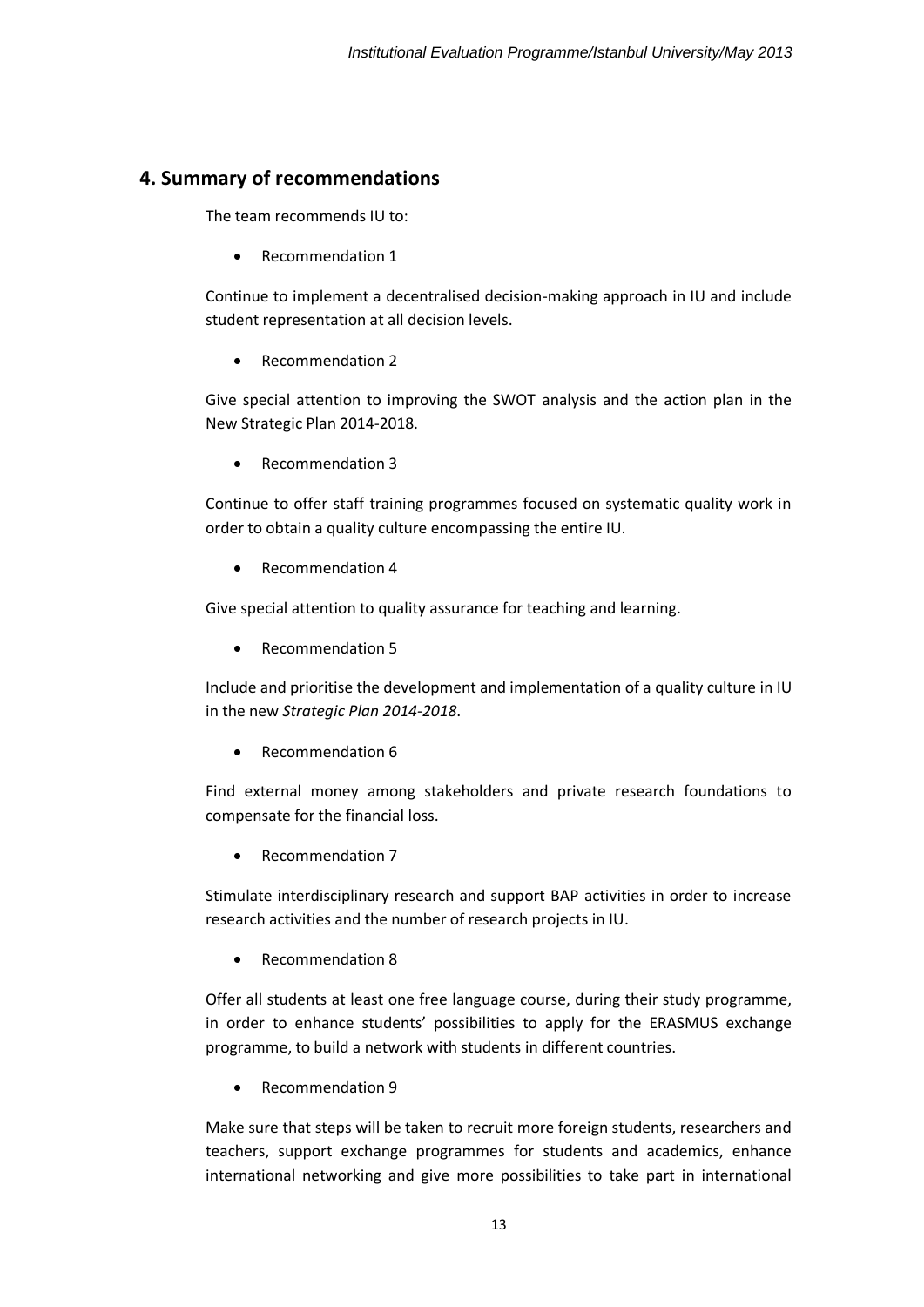## 4. Summary of recommendations

The team recommends IU to:

- Recommendation 1

Continue to implement a decentralised decision-making approach in IU and include student representation at all decision levels.

- Recommendation 2

Give special attention to improving the SWOT analysis and the action plan in the New Strategic Plan 2014-2018.

- Recommendation 3

Continue to offer staff training programmes focused on systematic quality work in order to obtain a quality culture encompassing the entire IU.

- Recommendation 4

Give special attention to quality assurance for teaching and learning.

- Recommendation 5

Include and prioritise the development and implementation of a quality culture in IU in the new *Strategic Plan 2014-2018*.

- Recommendation 6

Find external money among stakeholders and private research foundations to compensate for the financial loss.

- Recommendation 7

Stimulate interdisciplinary research and support BAP activities in order to increase research activities and the number of research projects in IU.

- Recommendation 8

Offer all students at least one free language course, during their study programme, in order to enhance students' possibilities to apply for the ERASMUS exchange programme, to build a network with students in different countries.

- Recommendation 9

Make sure that steps will be taken to recruit more foreign students, researchers and teachers, support exchange programmes for students and academics, enhance international networking and give more possibilities to take part in international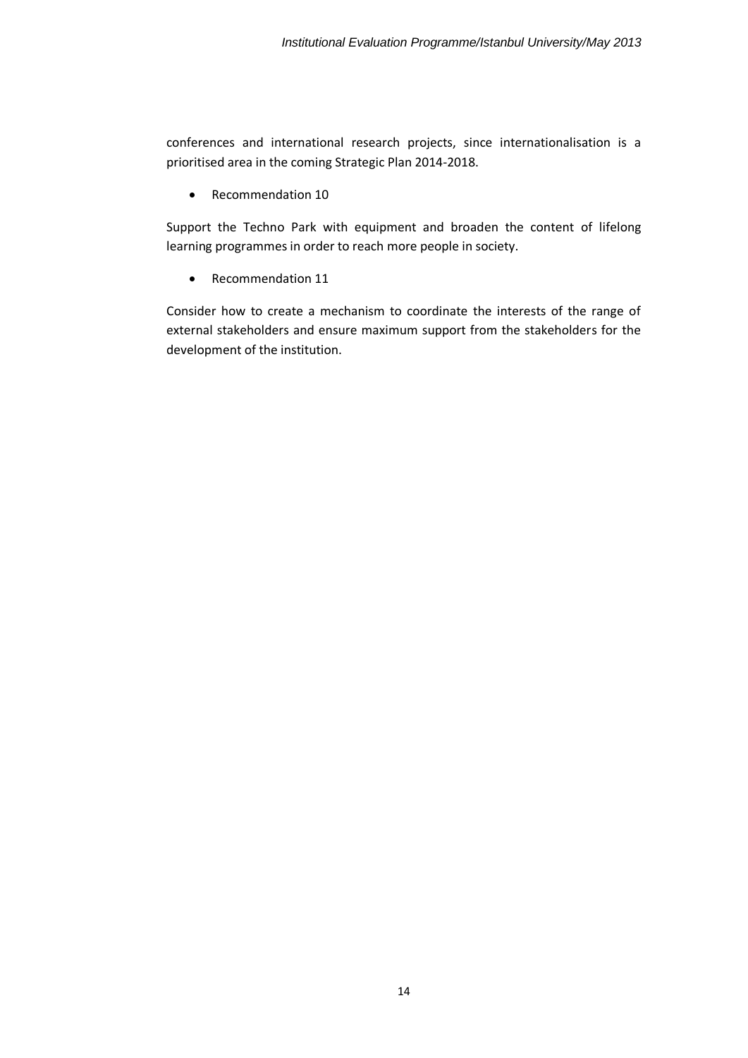conferences and international research projects, since internationalisation is a prioritised area in the coming Strategic Plan 2014-2018.

- Recommendation 10

Support the Techno Park with equipment and broaden the content of lifelong learning programmes in order to reach more people in society.

- Recommendation 11

Consider how to create a mechanism to coordinate the interests of the range of external stakeholders and ensure maximum support from the stakeholders for the development of the institution.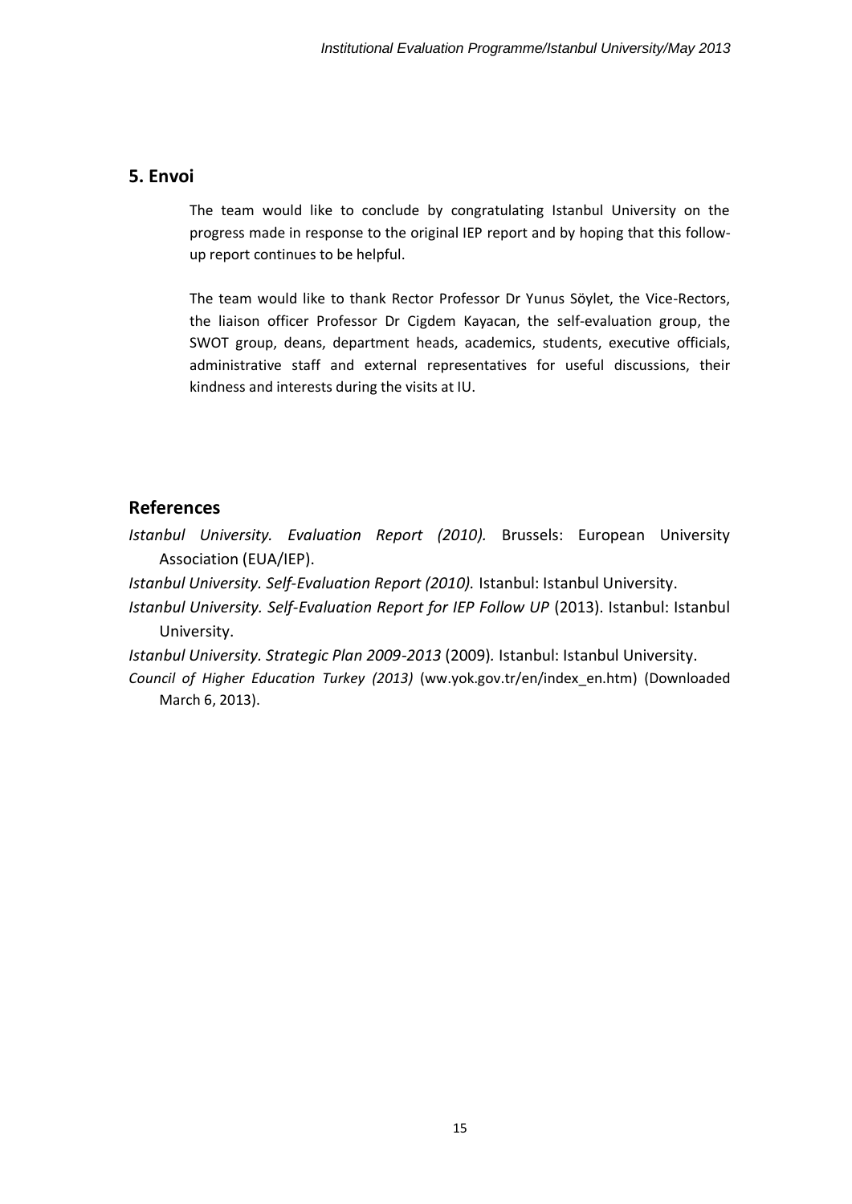## 5. Envoi

The team would like to conclude by congratulating Istanbul University on the progress made in response to the original IEP report and by hoping that this follow-up report continues to be helpful.

The team would like to thank Rector Professor Dr Yunus Söylet, the Vice-Rectors, the liaison officer Professor Dr Cigdem Kayacan, the self-evaluation group, the SWOT group, deans, department heads, academics, students, executive officials, administrative staff and external representatives for useful discussions, their kindness and interests during the visits at IU.

## References

*Istanbul University. Evaluation Report (2010).* Brussels: European University Association (EUA/IEP).

*Istanbul University. Self-Evaluation Report (2010).* Istanbul: Istanbul University.

*Istanbul University. Self-Evaluation Report for IEP Follow UP* (2013). Istanbul: Istanbul University.

*Istanbul University. Strategic Plan 2009-2013* (2009). Istanbul: Istanbul University.

*Council of Higher Education Turkey (2013)* (ww.yok.gov.tr/en/index_en.htm) (Downloaded March 6, 2013).